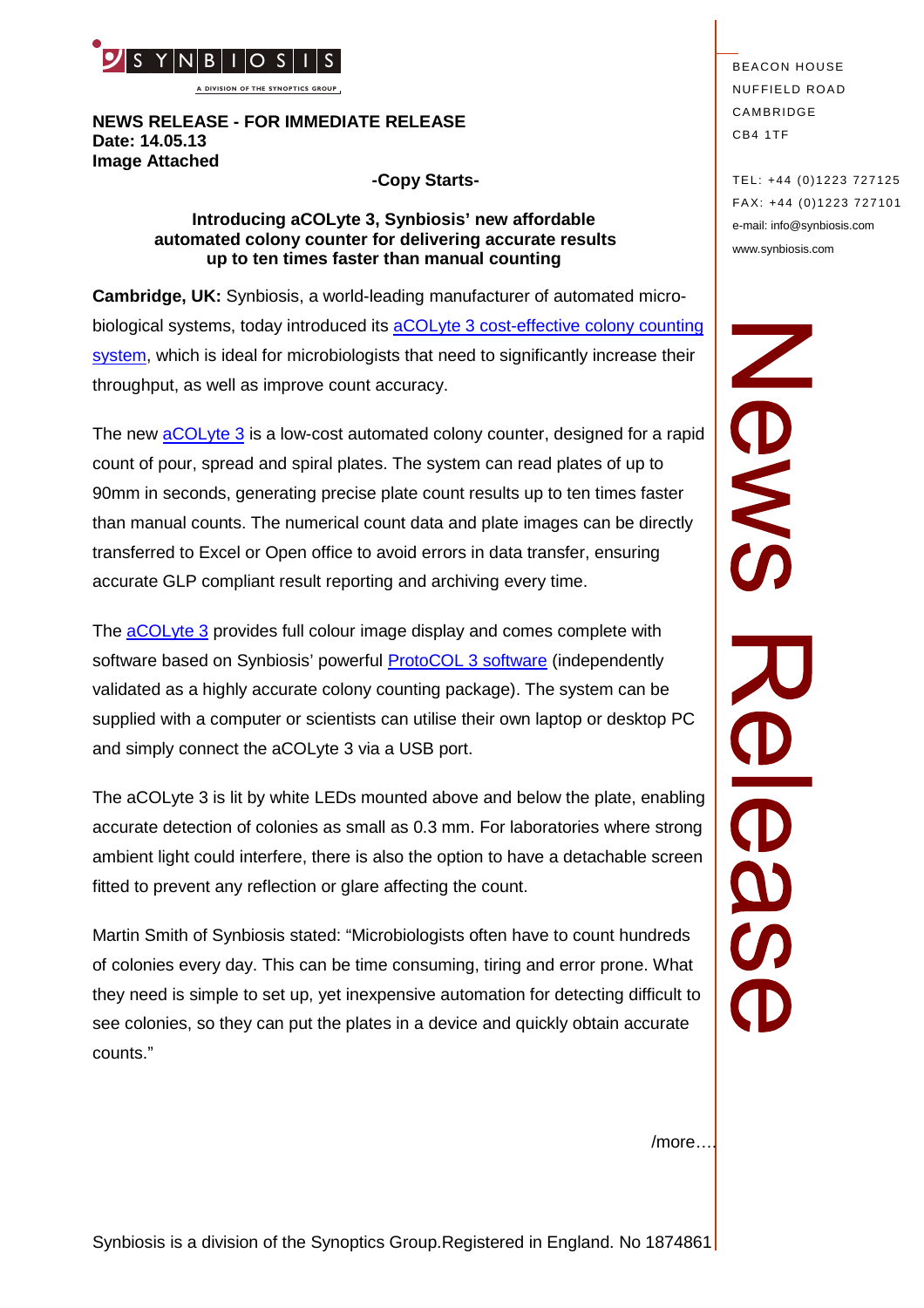SYNBIOSIS
A DIVISION OF THE SYNOPTICS GROUP

**NEWS RELEASE - FOR IMMEDIATE RELEASE**
**Date: 14.05.13**
**Image Attached**

BEACON HOUSE
NUFFIELD ROAD
CAMBRIDGE
CB4 1TF

TEL: +44 (0)1223 727125
FAX: +44 (0)1223 727101
e-mail: info@synbiosis.com
www.synbiosis.com

News Release

**-Copy Starts-**

### Introducing aCOLyte 3, Synbiosis' new affordable automated colony counter for delivering accurate results up to ten times faster than manual counting

**Cambridge, UK:** Synbiosis, a world-leading manufacturer of automated micro-biological systems, today introduced its aCOLyte 3 cost-effective colony counting system, which is ideal for microbiologists that need to significantly increase their throughput, as well as improve count accuracy.

The new aCOLyte 3 is a low-cost automated colony counter, designed for a rapid count of pour, spread and spiral plates. The system can read plates of up to 90mm in seconds, generating precise plate count results up to ten times faster than manual counts. The numerical count data and plate images can be directly transferred to Excel or Open office to avoid errors in data transfer, ensuring accurate GLP compliant result reporting and archiving every time.

The aCOLyte 3 provides full colour image display and comes complete with software based on Synbiosis' powerful ProtoCOL 3 software (independently validated as a highly accurate colony counting package). The system can be supplied with a computer or scientists can utilise their own laptop or desktop PC and simply connect the aCOLyte 3 via a USB port.

The aCOLyte 3 is lit by white LEDs mounted above and below the plate, enabling accurate detection of colonies as small as 0.3 mm. For laboratories where strong ambient light could interfere, there is also the option to have a detachable screen fitted to prevent any reflection or glare affecting the count.

Martin Smith of Synbiosis stated: "Microbiologists often have to count hundreds of colonies every day. This can be time consuming, tiring and error prone. What they need is simple to set up, yet inexpensive automation for detecting difficult to see colonies, so they can put the plates in a device and quickly obtain accurate counts."

/more…

Synbiosis is a division of the Synoptics Group.Registered in England. No 1874861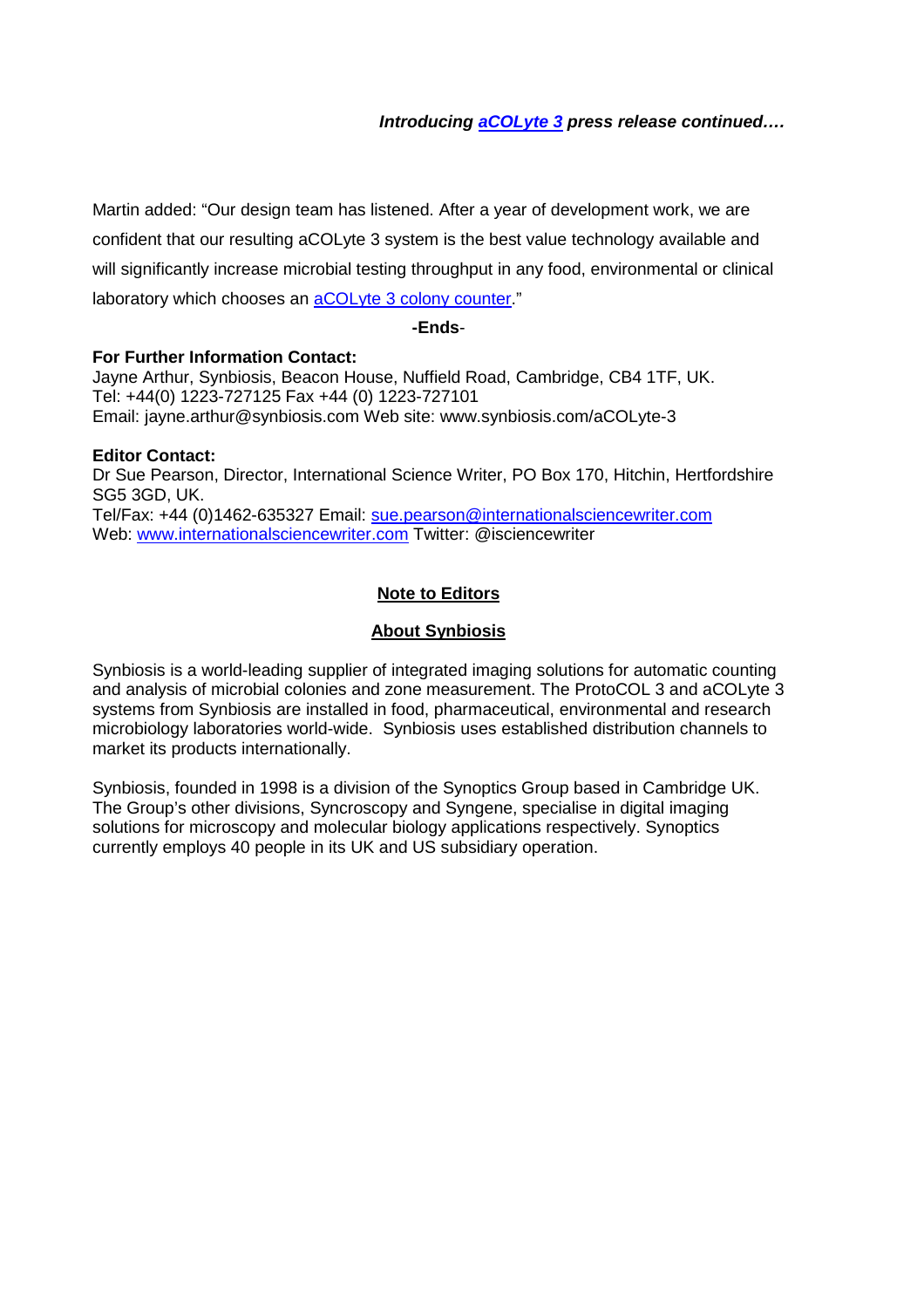***Introducing aCOLyte 3 press release continued….***

Martin added: "Our design team has listened. After a year of development work, we are confident that our resulting aCOLyte 3 system is the best value technology available and will significantly increase microbial testing throughput in any food, environmental or clinical laboratory which chooses an aCOLyte 3 colony counter."

**-Ends**-

**For Further Information Contact:**
Jayne Arthur, Synbiosis, Beacon House, Nuffield Road, Cambridge, CB4 1TF, UK.
Tel: +44(0) 1223-727125 Fax +44 (0) 1223-727101
Email: jayne.arthur@synbiosis.com Web site: www.synbiosis.com/aCOLyte-3

**Editor Contact:**
Dr Sue Pearson, Director, International Science Writer, PO Box 170, Hitchin, Hertfordshire SG5 3GD, UK.
Tel/Fax: +44 (0)1462-635327 Email: sue.pearson@internationalsciencewriter.com
Web: www.internationalsciencewriter.com Twitter: @isciencewriter

## Note to Editors

### About Synbiosis

Synbiosis is a world-leading supplier of integrated imaging solutions for automatic counting and analysis of microbial colonies and zone measurement. The ProtoCOL 3 and aCOLyte 3 systems from Synbiosis are installed in food, pharmaceutical, environmental and research microbiology laboratories world-wide. Synbiosis uses established distribution channels to market its products internationally.

Synbiosis, founded in 1998 is a division of the Synoptics Group based in Cambridge UK. The Group's other divisions, Syncroscopy and Syngene, specialise in digital imaging solutions for microscopy and molecular biology applications respectively. Synoptics currently employs 40 people in its UK and US subsidiary operation.